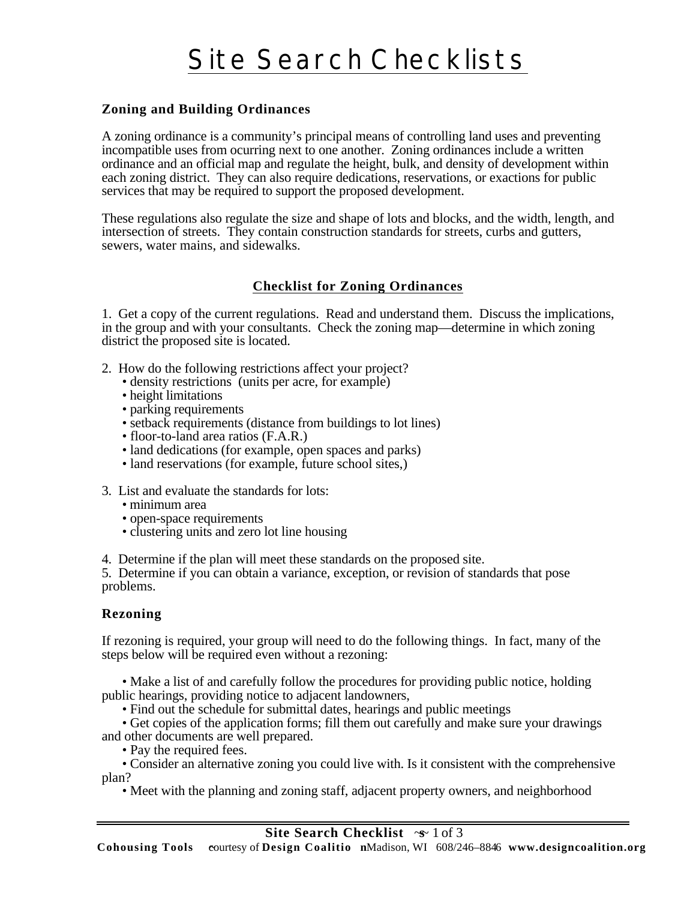# Site Search Checklists

### Zoning and Building Ordinances

A zoning ordinance is a community's principal means of controlling land uses and preventing incompatible uses from ocurring next to one another. Zoning ordinances include a written ordinance and an official map and regulate the height, bulk, and density of development within each zoning district. They can also require dedications, reservations, or exactions for public services that may be required to support the proposed development.

These regulations also regulate the size and shape of lots and blocks, and the width, length, and intersection of streets. They contain construction standards for streets, curbs and gutters, sewers, water mains, and sidewalks.

## Checklist for Zoning Ordinances

1. Get a copy of the current regulations. Read and understand them. Discuss the implications, in the group and with your consultants. Check the zoning map—determine in which zoning district the proposed site is located.

2. How do the following restrictions affect your project?
   - density restrictions (units per acre, for example)
   - height limitations
   - parking requirements
   - setback requirements (distance from buildings to lot lines)
   - floor-to-land area ratios (F.A.R.)
   - land dedications (for example, open spaces and parks)
   - land reservations (for example, future school sites,)

3. List and evaluate the standards for lots:
   - minimum area
   - open-space requirements
   - clustering units and zero lot line housing

4. Determine if the plan will meet these standards on the proposed site.
5. Determine if you can obtain a variance, exception, or revision of standards that pose problems.

### Rezoning

If rezoning is required, your group will need to do the following things. In fact, many of the steps below will be required even without a rezoning:

- Make a list of and carefully follow the procedures for providing public notice, holding public hearings, providing notice to adjacent landowners,
- Find out the schedule for submittal dates, hearings and public meetings
- Get copies of the application forms; fill them out carefully and make sure your drawings and other documents are well prepared.
- Pay the required fees.
- Consider an alternative zoning you could live with. Is it consistent with the comprehensive plan?
- Meet with the planning and zoning staff, adjacent property owners, and neighborhood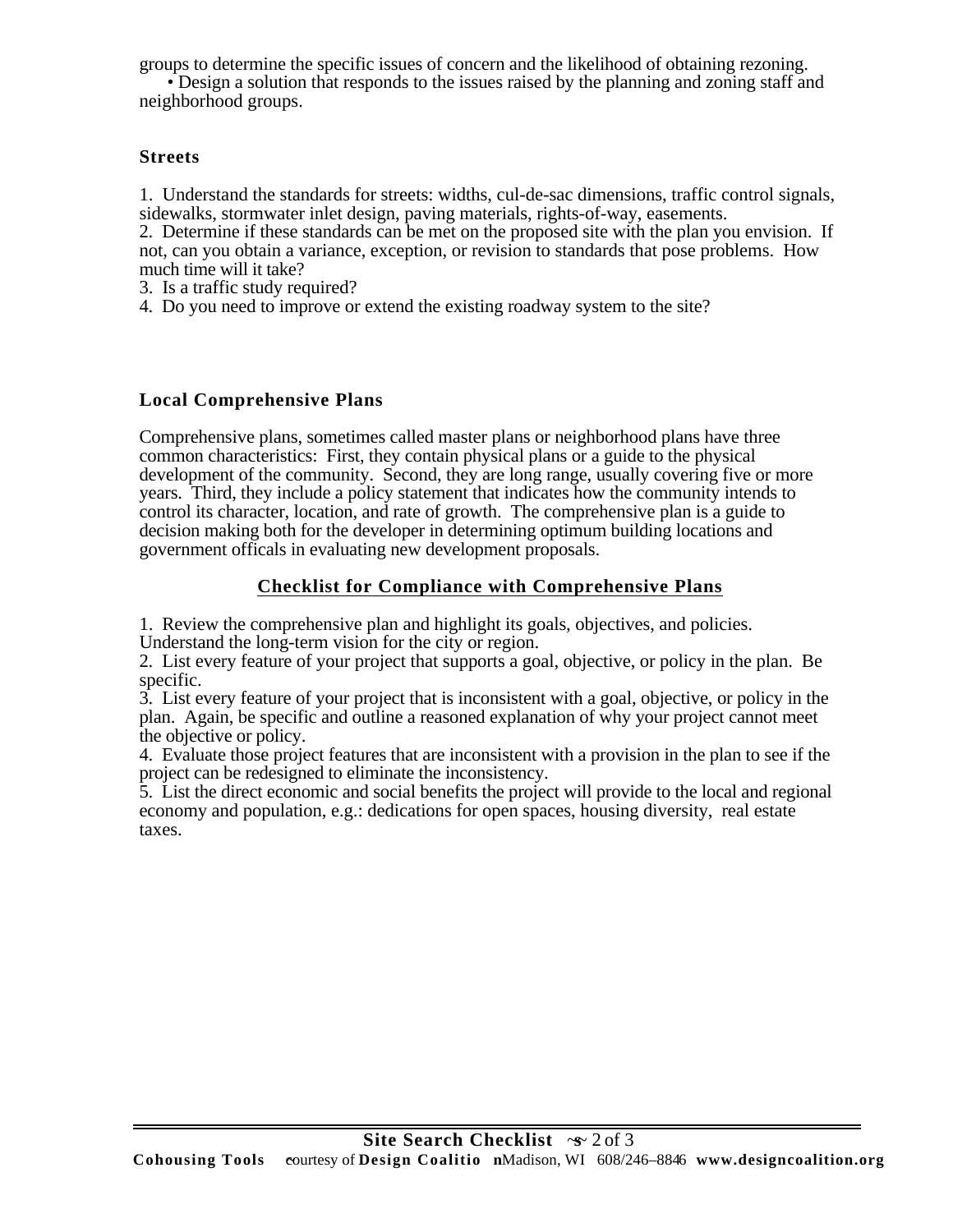groups to determine the specific issues of concern and the likelihood of obtaining rezoning.

• Design a solution that responds to the issues raised by the planning and zoning staff and neighborhood groups.

### Streets

1. Understand the standards for streets: widths, cul-de-sac dimensions, traffic control signals, sidewalks, stormwater inlet design, paving materials, rights-of-way, easements.
2. Determine if these standards can be met on the proposed site with the plan you envision. If not, can you obtain a variance, exception, or revision to standards that pose problems. How much time will it take?
3. Is a traffic study required?
4. Do you need to improve or extend the existing roadway system to the site?

### Local Comprehensive Plans

Comprehensive plans, sometimes called master plans or neighborhood plans have three common characteristics: First, they contain physical plans or a guide to the physical development of the community. Second, they are long range, usually covering five or more years. Third, they include a policy statement that indicates how the community intends to control its character, location, and rate of growth. The comprehensive plan is a guide to decision making both for the developer in determining optimum building locations and government officals in evaluating new development proposals.

## Checklist for Compliance with Comprehensive Plans

1. Review the comprehensive plan and highlight its goals, objectives, and policies. Understand the long-term vision for the city or region.
2. List every feature of your project that supports a goal, objective, or policy in the plan. Be specific.
3. List every feature of your project that is inconsistent with a goal, objective, or policy in the plan. Again, be specific and outline a reasoned explanation of why your project cannot meet the objective or policy.
4. Evaluate those project features that are inconsistent with a provision in the plan to see if the project can be redesigned to eliminate the inconsistency.
5. List the direct economic and social benefits the project will provide to the local and regional economy and population, e.g.: dedications for open spaces, housing diversity, real estate taxes.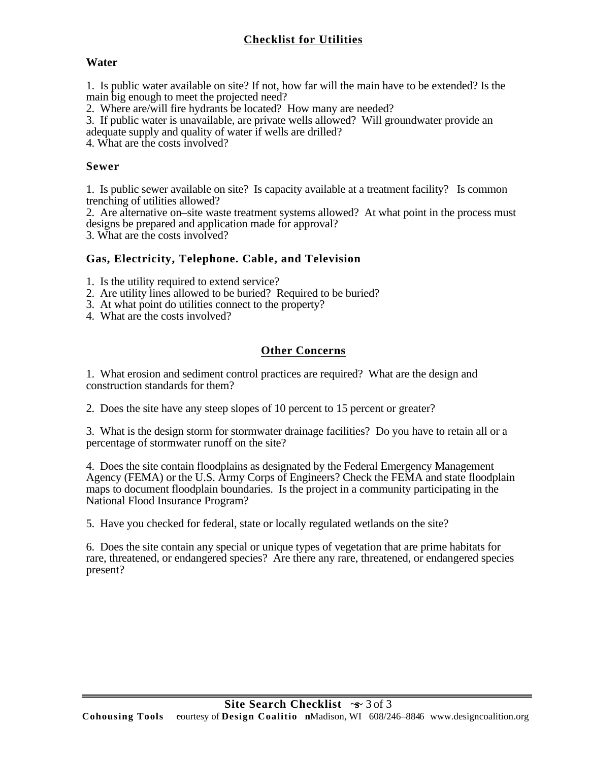## Checklist for Utilities

### Water

1. Is public water available on site? If not, how far will the main have to be extended? Is the main big enough to meet the projected need?
2. Where are/will fire hydrants be located? How many are needed?
3. If public water is unavailable, are private wells allowed? Will groundwater provide an adequate supply and quality of water if wells are drilled?
4. What are the costs involved?

### Sewer

1. Is public sewer available on site? Is capacity available at a treatment facility? Is common trenching of utilities allowed?
2. Are alternative on–site waste treatment systems allowed? At what point in the process must designs be prepared and application made for approval?
3. What are the costs involved?

### Gas, Electricity, Telephone. Cable, and Television

1. Is the utility required to extend service?
2. Are utility lines allowed to be buried? Required to be buried?
3. At what point do utilities connect to the property?
4. What are the costs involved?

## Other Concerns

1. What erosion and sediment control practices are required? What are the design and construction standards for them?

2. Does the site have any steep slopes of 10 percent to 15 percent or greater?

3. What is the design storm for stormwater drainage facilities? Do you have to retain all or a percentage of stormwater runoff on the site?

4. Does the site contain floodplains as designated by the Federal Emergency Management Agency (FEMA) or the U.S. Army Corps of Engineers? Check the FEMA and state floodplain maps to document floodplain boundaries. Is the project in a community participating in the National Flood Insurance Program?

5. Have you checked for federal, state or locally regulated wetlands on the site?

6. Does the site contain any special or unique types of vegetation that are prime habitats for rare, threatened, or endangered species? Are there any rare, threatened, or endangered species present?